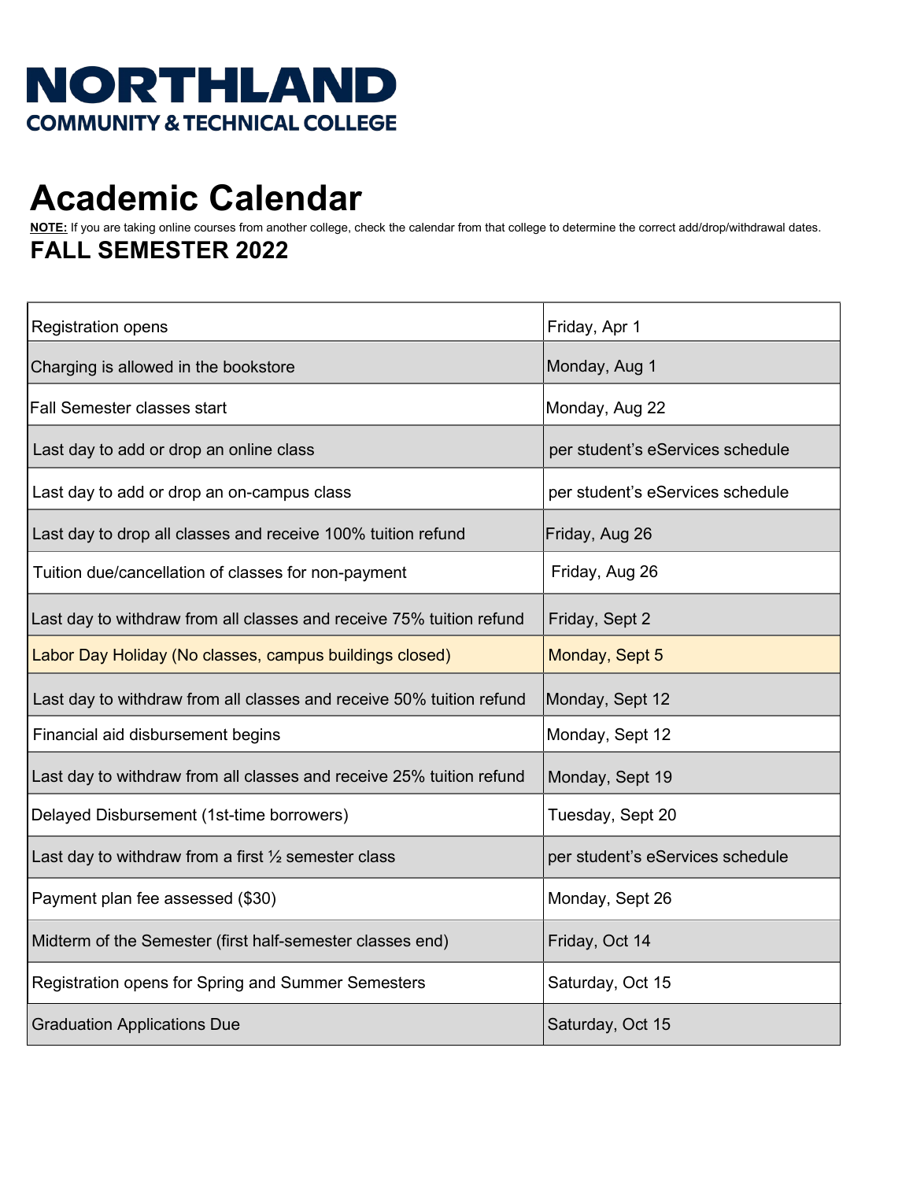# NORTHLAND

**COMMUNITY & TECHNICAL COLLEGE**

# Academic Calendar

**NOTE:** If you are taking online courses from another college, check the calendar from that college to determine the correct add/drop/withdrawal dates.

## FALL SEMESTER 2022

| | |
|---|---|
| Registration opens | Friday, Apr 1 |
| Charging is allowed in the bookstore | Monday, Aug 1 |
| Fall Semester classes start | Monday, Aug 22 |
| Last day to add or drop an online class | per student's eServices schedule |
| Last day to add or drop an on-campus class | per student's eServices schedule |
| Last day to drop all classes and receive 100% tuition refund | Friday, Aug 26 |
| Tuition due/cancellation of classes for non-payment | Friday, Aug 26 |
| Last day to withdraw from all classes and receive 75% tuition refund | Friday, Sept 2 |
| Labor Day Holiday (No classes, campus buildings closed) | Monday, Sept 5 |
| Last day to withdraw from all classes and receive 50% tuition refund | Monday, Sept 12 |
| Financial aid disbursement begins | Monday, Sept 12 |
| Last day to withdraw from all classes and receive 25% tuition refund | Monday, Sept 19 |
| Delayed Disbursement (1st-time borrowers) | Tuesday, Sept 20 |
| Last day to withdraw from a first ½ semester class | per student's eServices schedule |
| Payment plan fee assessed ($30) | Monday, Sept 26 |
| Midterm of the Semester (first half-semester classes end) | Friday, Oct 14 |
| Registration opens for Spring and Summer Semesters | Saturday, Oct 15 |
| Graduation Applications Due | Saturday, Oct 15 |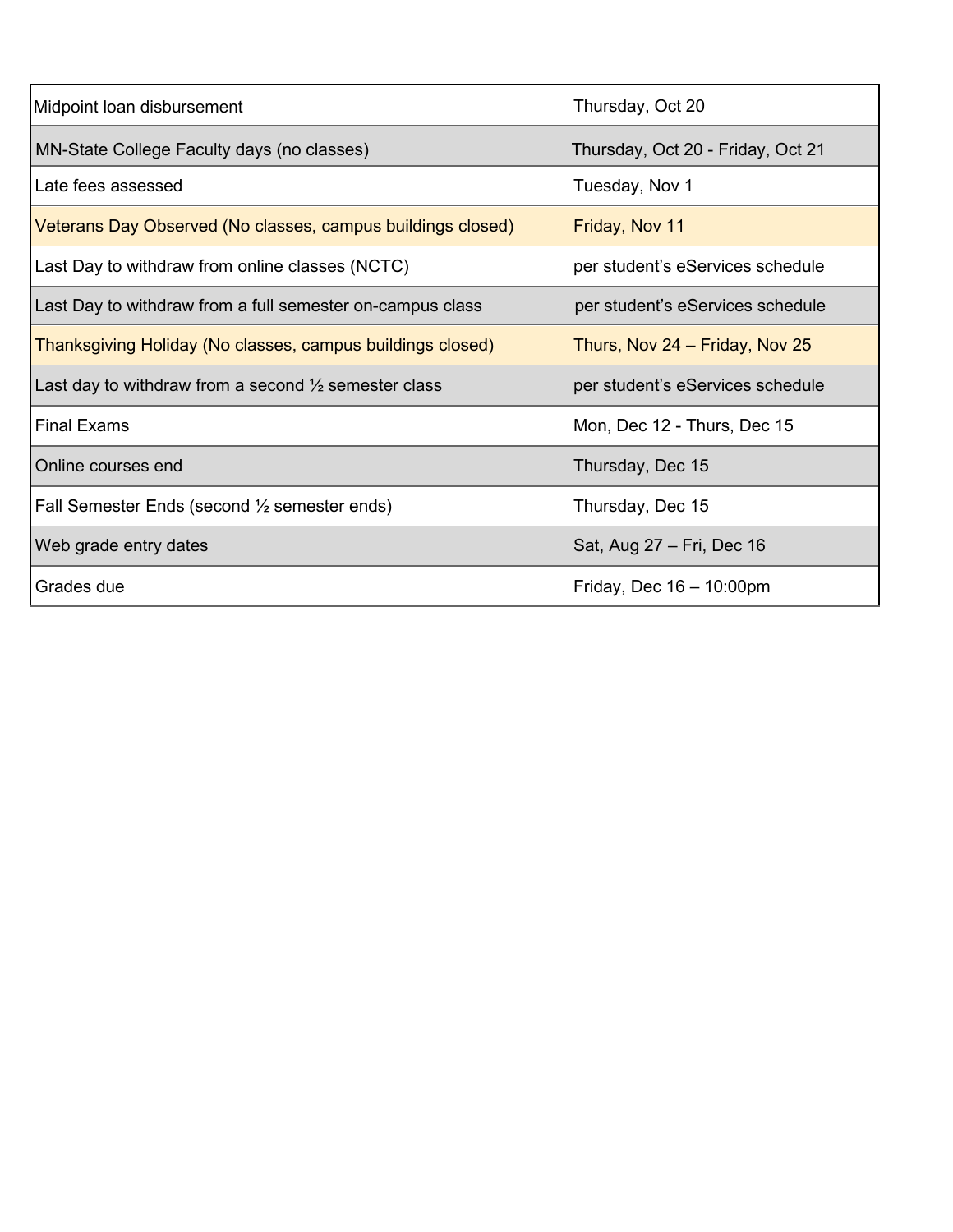| | |
|---|---|
| Midpoint loan disbursement | Thursday, Oct 20 |
| MN-State College Faculty days (no classes) | Thursday, Oct 20 - Friday, Oct 21 |
| Late fees assessed | Tuesday, Nov 1 |
| Veterans Day Observed (No classes, campus buildings closed) | Friday, Nov 11 |
| Last Day to withdraw from online classes (NCTC) | per student's eServices schedule |
| Last Day to withdraw from a full semester on-campus class | per student's eServices schedule |
| Thanksgiving Holiday (No classes, campus buildings closed) | Thurs, Nov 24 – Friday, Nov 25 |
| Last day to withdraw from a second ½ semester class | per student's eServices schedule |
| Final Exams | Mon, Dec 12 - Thurs, Dec 15 |
| Online courses end | Thursday, Dec 15 |
| Fall Semester Ends (second ½ semester ends) | Thursday, Dec 15 |
| Web grade entry dates | Sat, Aug 27 – Fri, Dec 16 |
| Grades due | Friday, Dec 16 – 10:00pm |